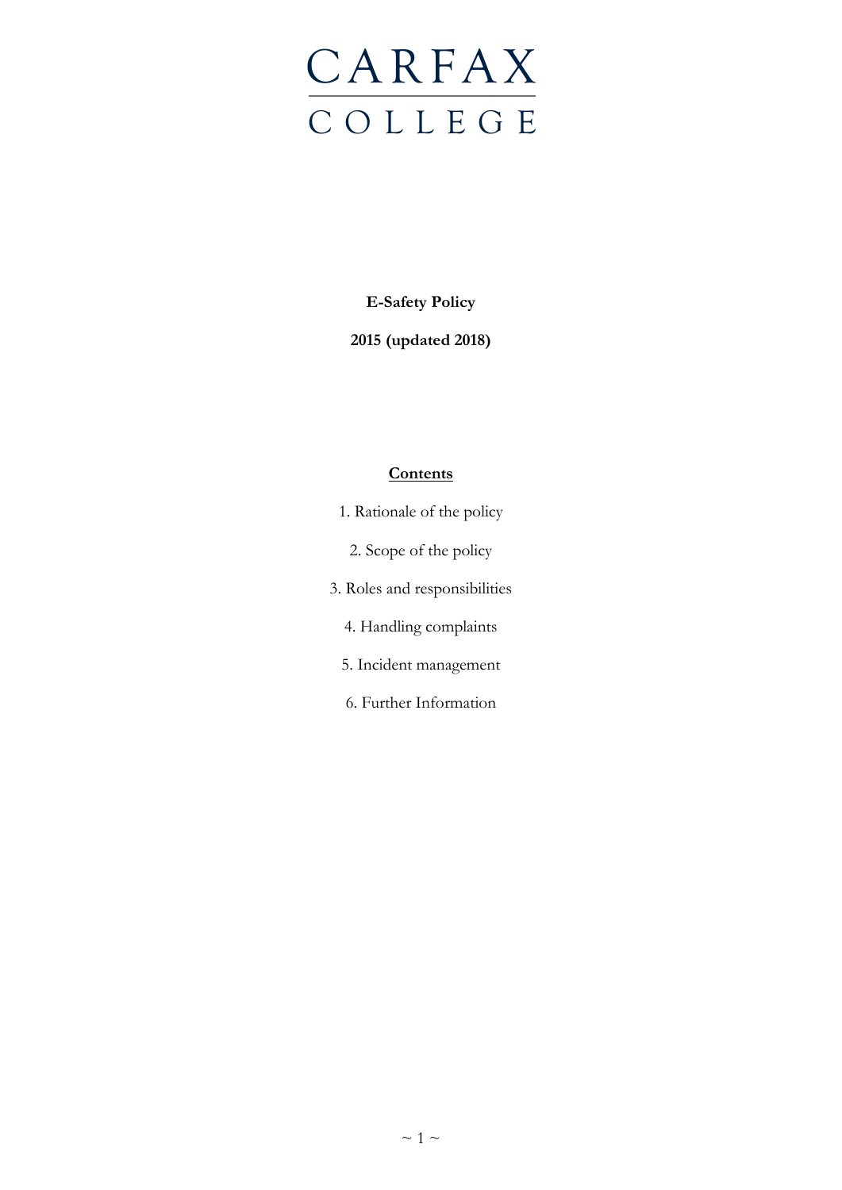# CARFAX COLLEGE

**E-Safety Policy**

**2015 (updated 2018)**

**Contents**

1. Rationale of the policy
2. Scope of the policy
3. Roles and responsibilities
4. Handling complaints
5. Incident management
6. Further Information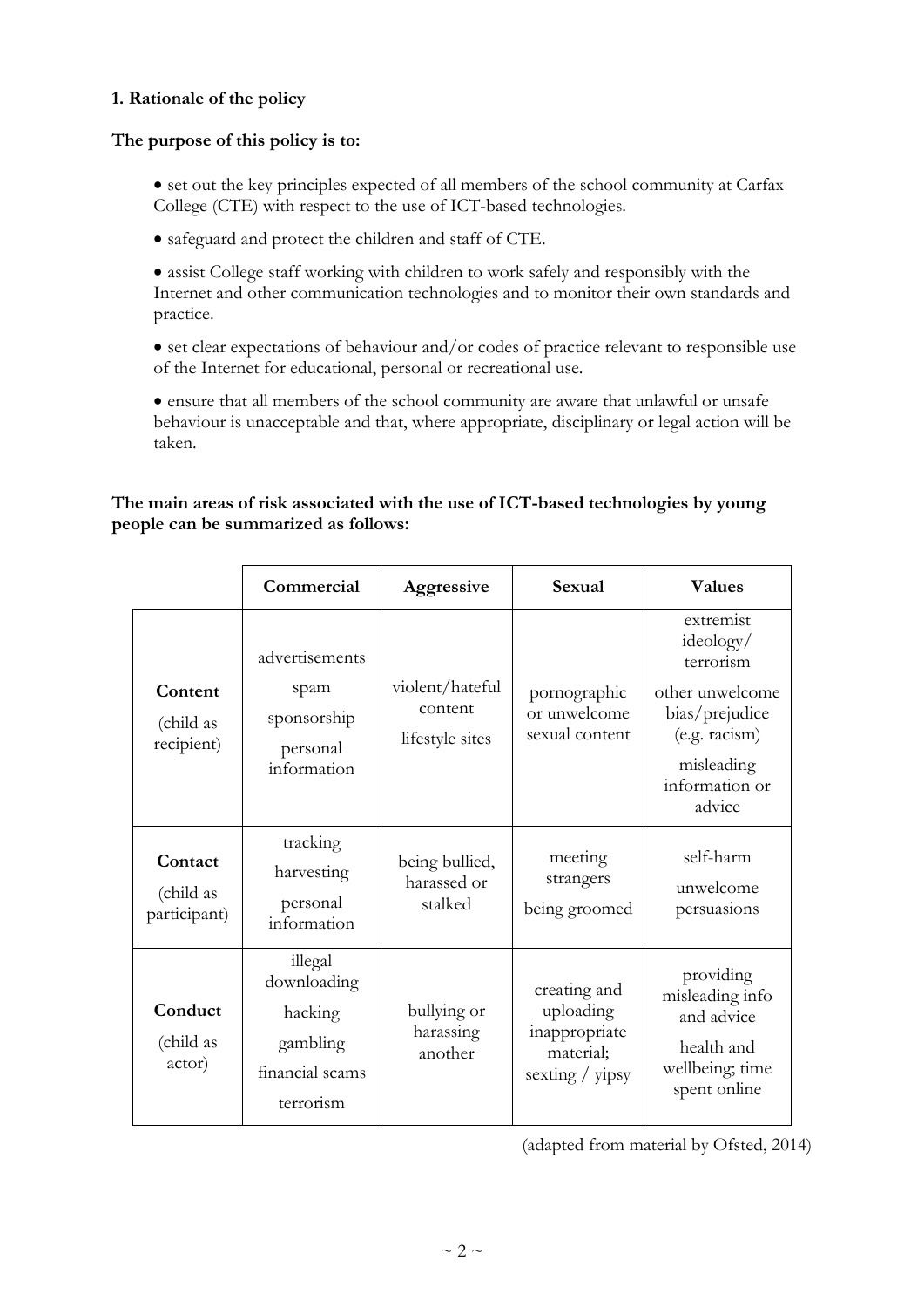**1. Rationale of the policy**

**The purpose of this policy is to:**

- set out the key principles expected of all members of the school community at Carfax College (CTE) with respect to the use of ICT-based technologies.
- safeguard and protect the children and staff of CTE.
- assist College staff working with children to work safely and responsibly with the Internet and other communication technologies and to monitor their own standards and practice.
- set clear expectations of behaviour and/or codes of practice relevant to responsible use of the Internet for educational, personal or recreational use.
- ensure that all members of the school community are aware that unlawful or unsafe behaviour is unacceptable and that, where appropriate, disciplinary or legal action will be taken.

**The main areas of risk associated with the use of ICT-based technologies by young people can be summarized as follows:**

| | **Commercial** | **Aggressive** | **Sexual** | **Values** |
|---|---|---|---|---|
| **Content** (child as recipient) | advertisements<br>spam<br>sponsorship<br>personal information | violent/hateful content<br>lifestyle sites | pornographic or unwelcome sexual content | extremist ideology/ terrorism<br>other unwelcome bias/prejudice (e.g. racism)<br>misleading information or advice |
| **Contact** (child as participant) | tracking<br>harvesting<br>personal information | being bullied, harassed or stalked | meeting strangers<br>being groomed | self-harm<br>unwelcome persuasions |
| **Conduct** (child as actor) | illegal downloading<br>hacking<br>gambling<br>financial scams<br>terrorism | bullying or harassing another | creating and uploading inappropriate material; sexting / yipsy | providing misleading info and advice<br>health and wellbeing; time spent online |

(adapted from material by Ofsted, 2014)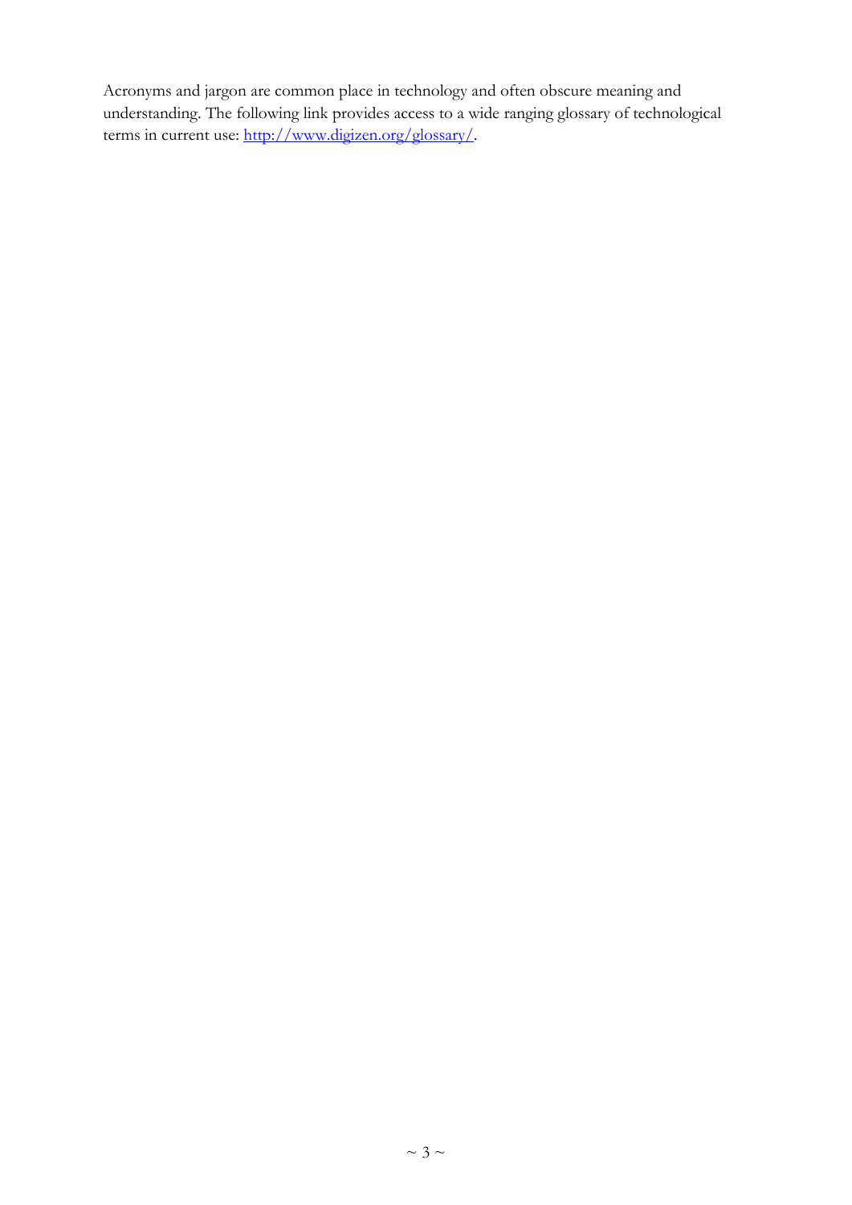Acronyms and jargon are common place in technology and often obscure meaning and understanding. The following link provides access to a wide ranging glossary of technological terms in current use: [http://www.digizen.org/glossary/](http://www.digizen.org/glossary/).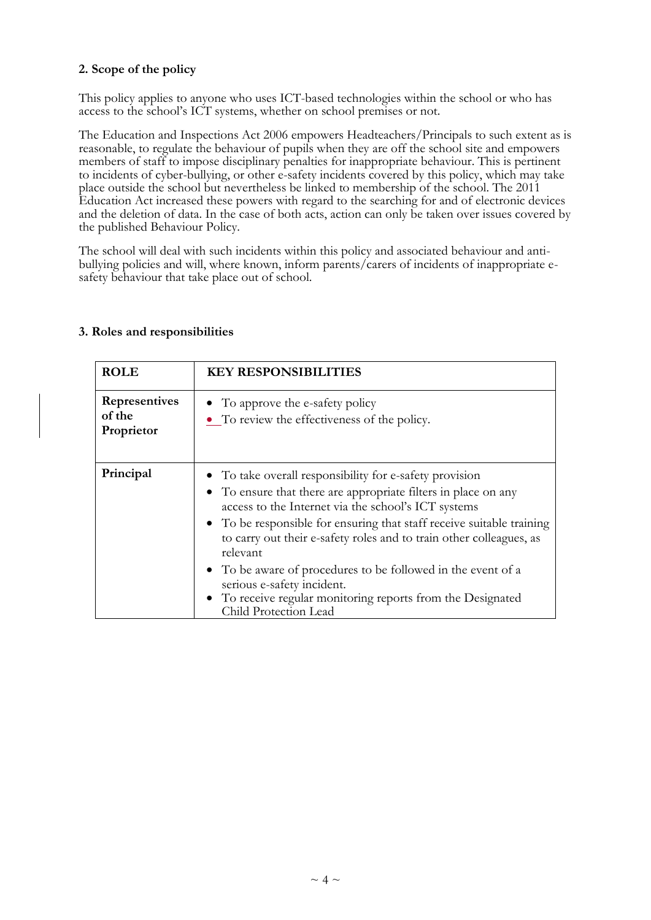## 2. Scope of the policy

This policy applies to anyone who uses ICT-based technologies within the school or who has access to the school's ICT systems, whether on school premises or not.

The Education and Inspections Act 2006 empowers Headteachers/Principals to such extent as is reasonable, to regulate the behaviour of pupils when they are off the school site and empowers members of staff to impose disciplinary penalties for inappropriate behaviour. This is pertinent to incidents of cyber-bullying, or other e-safety incidents covered by this policy, which may take place outside the school but nevertheless be linked to membership of the school. The 2011 Education Act increased these powers with regard to the searching for and of electronic devices and the deletion of data. In the case of both acts, action can only be taken over issues covered by the published Behaviour Policy.

The school will deal with such incidents within this policy and associated behaviour and anti-bullying policies and will, where known, inform parents/carers of incidents of inappropriate e-safety behaviour that take place out of school.

## 3. Roles and responsibilities

| ROLE | KEY RESPONSIBILITIES |
|---|---|
| **Representives of the Proprietor** | • To approve the e-safety policy<br>• To review the effectiveness of the policy. |
| **Principal** | • To take overall responsibility for e-safety provision<br>• To ensure that there are appropriate filters in place on any access to the Internet via the school's ICT systems<br>• To be responsible for ensuring that staff receive suitable training to carry out their e-safety roles and to train other colleagues, as relevant<br>• To be aware of procedures to be followed in the event of a serious e-safety incident.<br>• To receive regular monitoring reports from the Designated Child Protection Lead |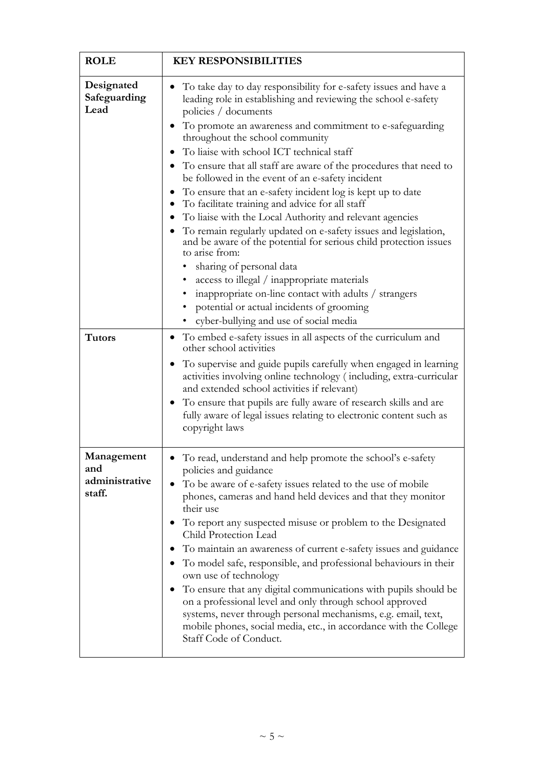| ROLE | KEY RESPONSIBILITIES |
|---|---|
| **Designated Safeguarding Lead** | • To take day to day responsibility for e-safety issues and have a leading role in establishing and reviewing the school e-safety policies / documents<br>• To promote an awareness and commitment to e-safeguarding throughout the school community<br>• To liaise with school ICT technical staff<br>• To ensure that all staff are aware of the procedures that need to be followed in the event of an e-safety incident<br>• To ensure that an e-safety incident log is kept up to date<br>• To facilitate training and advice for all staff<br>• To liaise with the Local Authority and relevant agencies<br>• To remain regularly updated on e-safety issues and legislation, and be aware of the potential for serious child protection issues to arise from:<br>  • sharing of personal data<br>  • access to illegal / inappropriate materials<br>  • inappropriate on-line contact with adults / strangers<br>  • potential or actual incidents of grooming<br>  • cyber-bullying and use of social media |
| **Tutors** | • To embed e-safety issues in all aspects of the curriculum and other school activities<br>• To supervise and guide pupils carefully when engaged in learning activities involving online technology ( including, extra-curricular and extended school activities if relevant)<br>• To ensure that pupils are fully aware of research skills and are fully aware of legal issues relating to electronic content such as copyright laws |
| **Management and administrative staff.** | • To read, understand and help promote the school's e-safety policies and guidance<br>• To be aware of e-safety issues related to the use of mobile phones, cameras and hand held devices and that they monitor their use<br>• To report any suspected misuse or problem to the Designated Child Protection Lead<br>• To maintain an awareness of current e-safety issues and guidance<br>• To model safe, responsible, and professional behaviours in their own use of technology<br>• To ensure that any digital communications with pupils should be on a professional level and only through school approved systems, never through personal mechanisms, e.g. email, text, mobile phones, social media, etc., in accordance with the College Staff Code of Conduct. |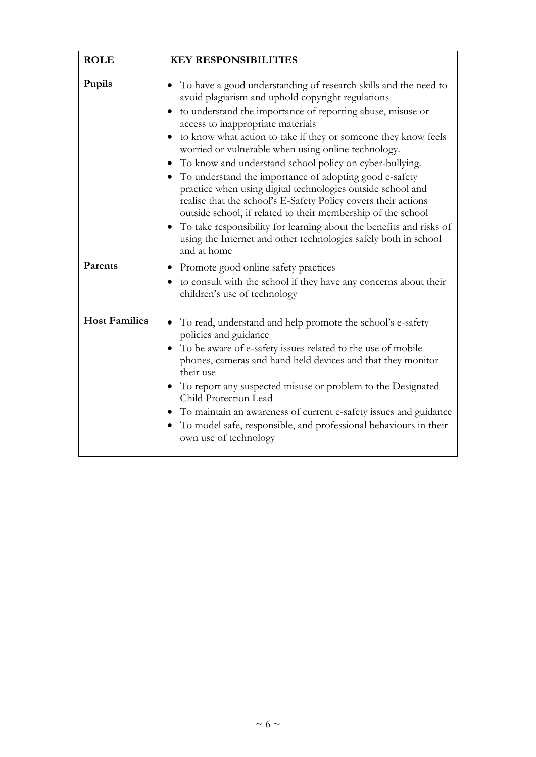| ROLE | KEY RESPONSIBILITIES |
|---|---|
| **Pupils** | • To have a good understanding of research skills and the need to avoid plagiarism and uphold copyright regulations<br>• to understand the importance of reporting abuse, misuse or access to inappropriate materials<br>• to know what action to take if they or someone they know feels worried or vulnerable when using online technology.<br>• To know and understand school policy on cyber-bullying.<br>• To understand the importance of adopting good e-safety practice when using digital technologies outside school and realise that the school's E-Safety Policy covers their actions outside school, if related to their membership of the school<br>• To take responsibility for learning about the benefits and risks of using the Internet and other technologies safely both in school and at home |
| **Parents** | • Promote good online safety practices<br>• to consult with the school if they have any concerns about their children's use of technology |
| **Host Families** | • To read, understand and help promote the school's e-safety policies and guidance<br>• To be aware of e-safety issues related to the use of mobile phones, cameras and hand held devices and that they monitor their use<br>• To report any suspected misuse or problem to the Designated Child Protection Lead<br>• To maintain an awareness of current e-safety issues and guidance<br>• To model safe, responsible, and professional behaviours in their own use of technology |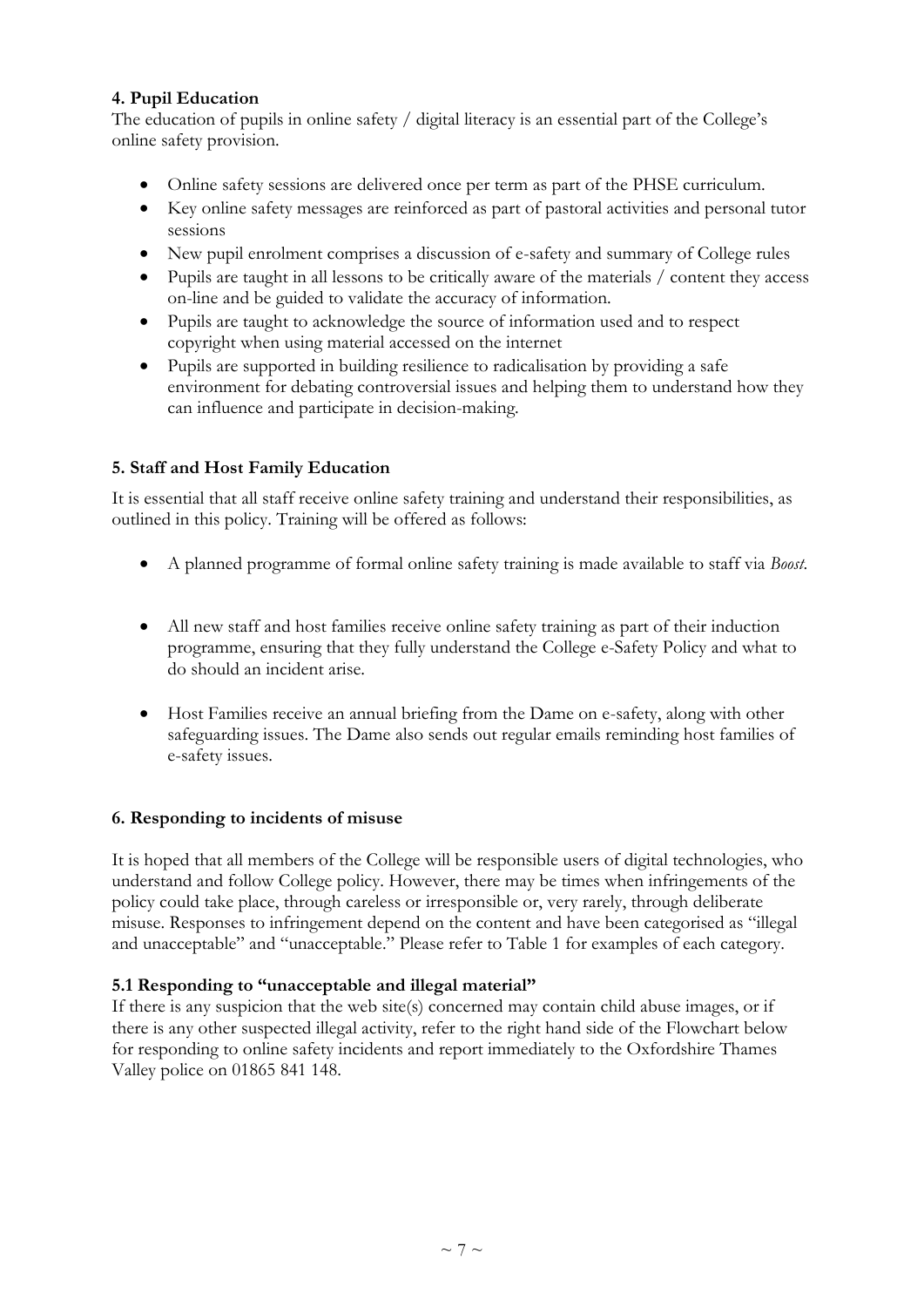### 4. Pupil Education

The education of pupils in online safety / digital literacy is an essential part of the College's online safety provision.

- Online safety sessions are delivered once per term as part of the PHSE curriculum.
- Key online safety messages are reinforced as part of pastoral activities and personal tutor sessions
- New pupil enrolment comprises a discussion of e-safety and summary of College rules
- Pupils are taught in all lessons to be critically aware of the materials / content they access on-line and be guided to validate the accuracy of information.
- Pupils are taught to acknowledge the source of information used and to respect copyright when using material accessed on the internet
- Pupils are supported in building resilience to radicalisation by providing a safe environment for debating controversial issues and helping them to understand how they can influence and participate in decision-making.

### 5. Staff and Host Family Education

It is essential that all staff receive online safety training and understand their responsibilities, as outlined in this policy. Training will be offered as follows:

- A planned programme of formal online safety training is made available to staff via *Boost.*
- All new staff and host families receive online safety training as part of their induction programme, ensuring that they fully understand the College e-Safety Policy and what to do should an incident arise.
- Host Families receive an annual briefing from the Dame on e-safety, along with other safeguarding issues. The Dame also sends out regular emails reminding host families of e-safety issues.

### 6. Responding to incidents of misuse

It is hoped that all members of the College will be responsible users of digital technologies, who understand and follow College policy. However, there may be times when infringements of the policy could take place, through careless or irresponsible or, very rarely, through deliberate misuse. Responses to infringement depend on the content and have been categorised as "illegal and unacceptable" and "unacceptable." Please refer to Table 1 for examples of each category.

#### 5.1 Responding to "unacceptable and illegal material"

If there is any suspicion that the web site(s) concerned may contain child abuse images, or if there is any other suspected illegal activity, refer to the right hand side of the Flowchart below for responding to online safety incidents and report immediately to the Oxfordshire Thames Valley police on 01865 841 148.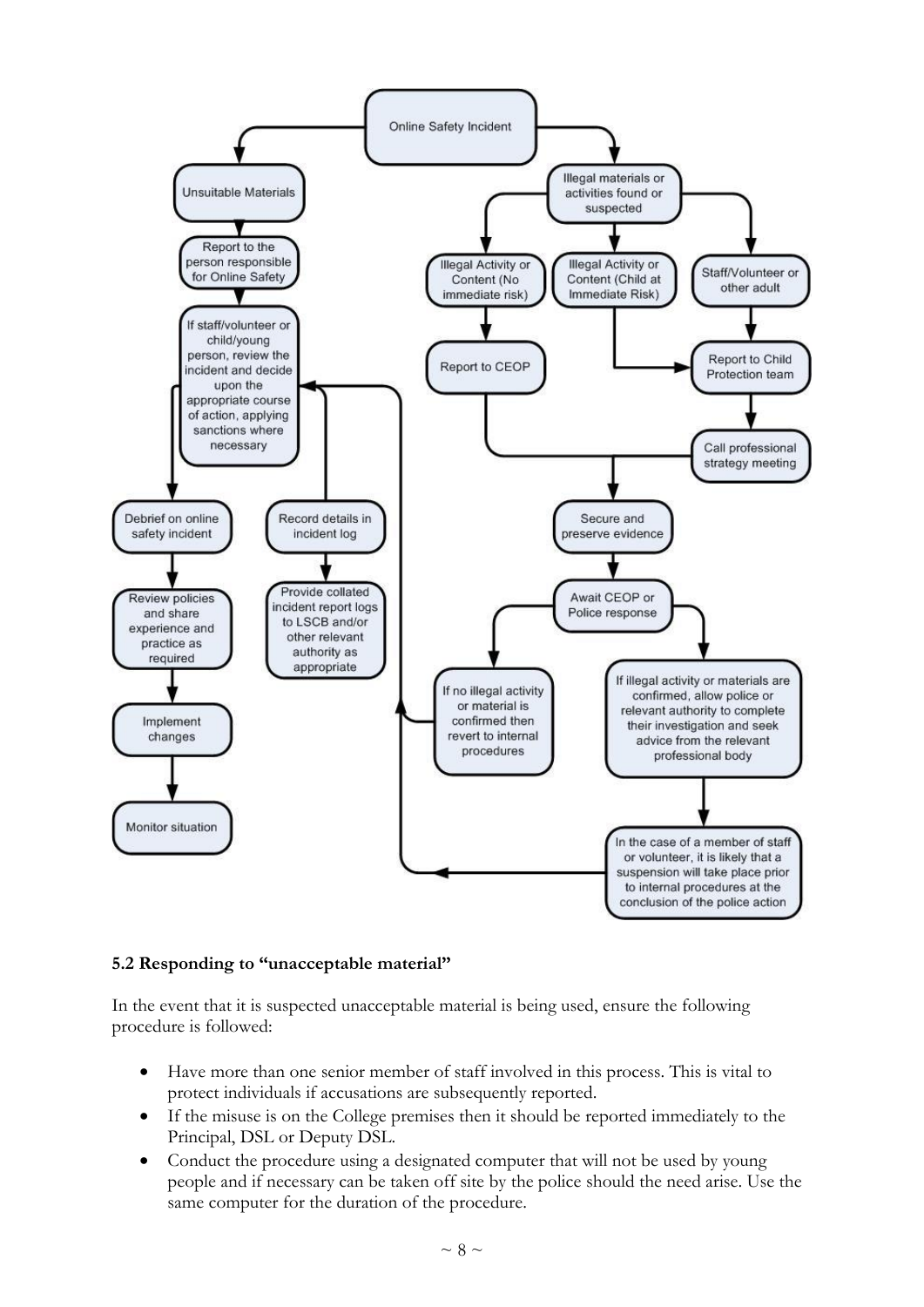**Online Safety Incident**

- **Unsuitable Materials**
  - Report to the person responsible for Online Safety
  - If staff/volunteer or child/young person, review the incident and decide upon the appropriate course of action, applying sanctions where necessary
    - Debrief on online safety incident
      - Review policies and share experience and practice as required
      - Implement changes
      - Monitor situation
    - Record details in incident log
      - Provide collated incident report logs to LSCB and/or other relevant authority as appropriate

- **Illegal materials or activities found or suspected**
  - Illegal Activity or Content (No immediate risk)
    - Report to CEOP
  - Illegal Activity or Content (Child at Immediate Risk)
    - Report to Child Protection team
  - Staff/Volunteer or other adult
    - Report to Child Protection team
    - Call professional strategy meeting
  - Secure and preserve evidence
  - Await CEOP or Police response
    - If no illegal activity or material is confirmed then revert to internal procedures
    - If illegal activity or materials are confirmed, allow police or relevant authority to complete their investigation and seek advice from the relevant professional body
      - In the case of a member of staff or volunteer, it is likely that a suspension will take place prior to internal procedures at the conclusion of the police action

### 5.2 Responding to "unacceptable material"

In the event that it is suspected unacceptable material is being used, ensure the following procedure is followed:

- Have more than one senior member of staff involved in this process. This is vital to protect individuals if accusations are subsequently reported.
- If the misuse is on the College premises then it should be reported immediately to the Principal, DSL or Deputy DSL.
- Conduct the procedure using a designated computer that will not be used by young people and if necessary can be taken off site by the police should the need arise. Use the same computer for the duration of the procedure.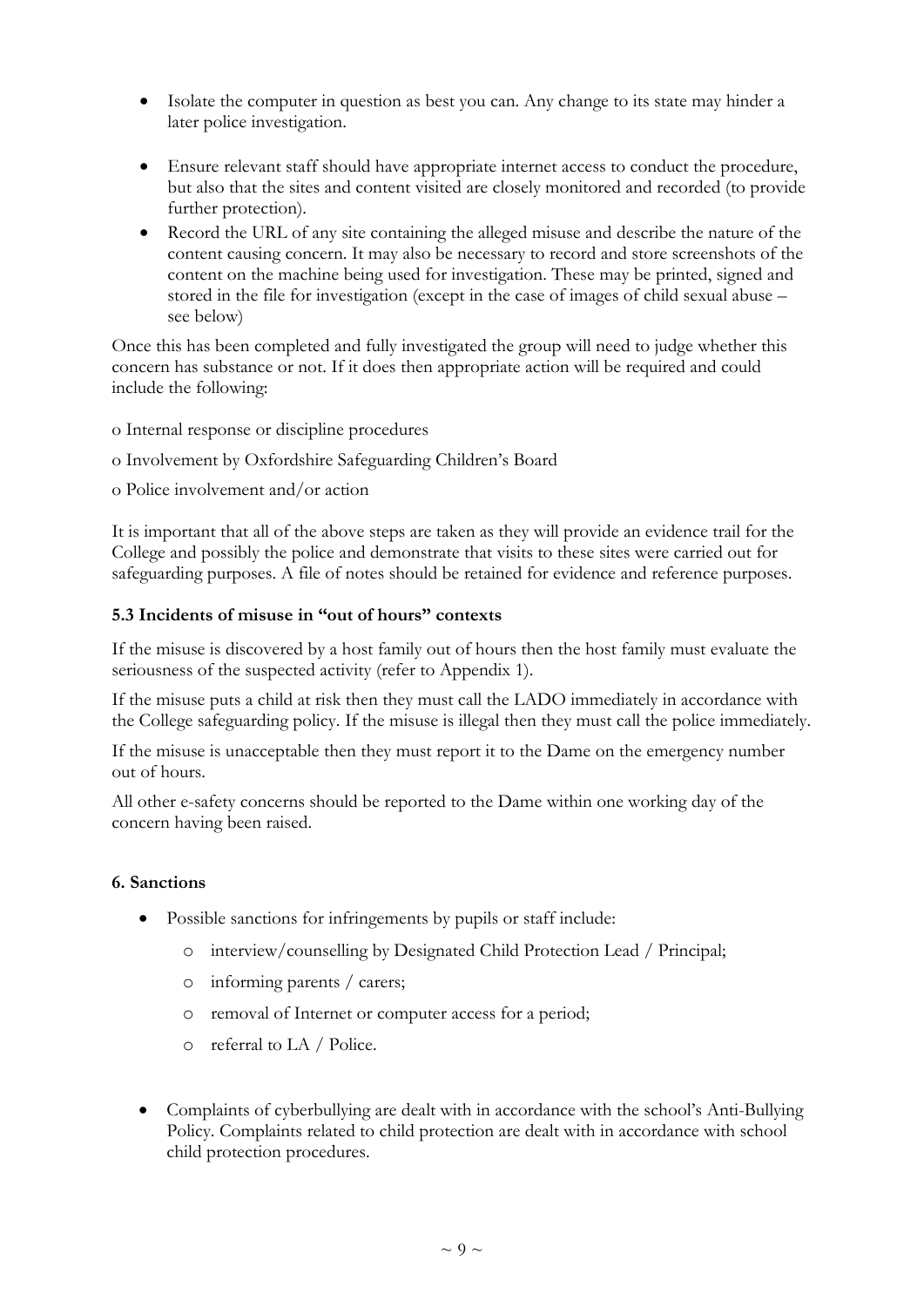- Isolate the computer in question as best you can. Any change to its state may hinder a later police investigation.
- Ensure relevant staff should have appropriate internet access to conduct the procedure, but also that the sites and content visited are closely monitored and recorded (to provide further protection).
- Record the URL of any site containing the alleged misuse and describe the nature of the content causing concern. It may also be necessary to record and store screenshots of the content on the machine being used for investigation. These may be printed, signed and stored in the file for investigation (except in the case of images of child sexual abuse – see below)

Once this has been completed and fully investigated the group will need to judge whether this concern has substance or not. If it does then appropriate action will be required and could include the following:

o Internal response or discipline procedures

o Involvement by Oxfordshire Safeguarding Children's Board

o Police involvement and/or action

It is important that all of the above steps are taken as they will provide an evidence trail for the College and possibly the police and demonstrate that visits to these sites were carried out for safeguarding purposes. A file of notes should be retained for evidence and reference purposes.

**5.3 Incidents of misuse in "out of hours" contexts**

If the misuse is discovered by a host family out of hours then the host family must evaluate the seriousness of the suspected activity (refer to Appendix 1).

If the misuse puts a child at risk then they must call the LADO immediately in accordance with the College safeguarding policy. If the misuse is illegal then they must call the police immediately.

If the misuse is unacceptable then they must report it to the Dame on the emergency number out of hours.

All other e-safety concerns should be reported to the Dame within one working day of the concern having been raised.

**6. Sanctions**

- Possible sanctions for infringements by pupils or staff include:
  - interview/counselling by Designated Child Protection Lead / Principal;
  - informing parents / carers;
  - removal of Internet or computer access for a period;
  - referral to LA / Police.

- Complaints of cyberbullying are dealt with in accordance with the school's Anti-Bullying Policy. Complaints related to child protection are dealt with in accordance with school child protection procedures.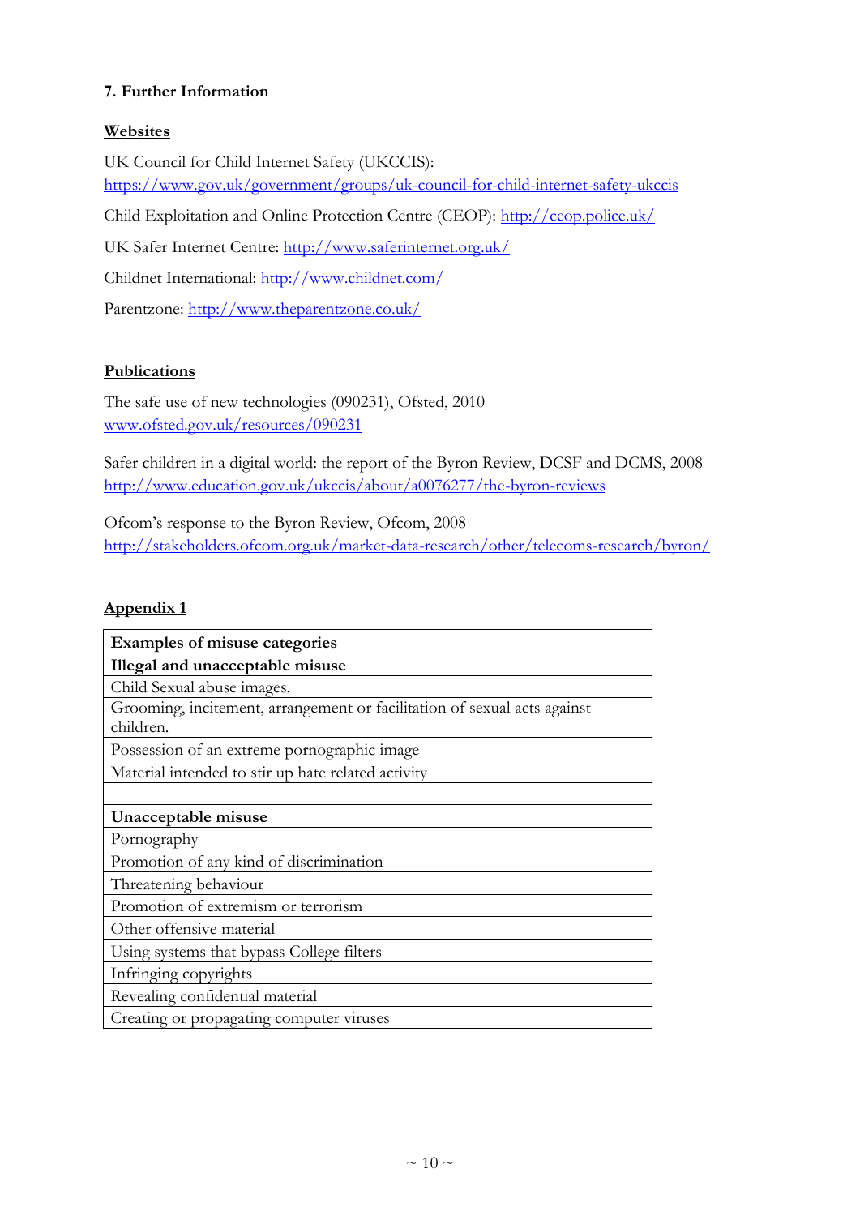## 7. Further Information

### Websites

UK Council for Child Internet Safety (UKCCIS):
https://www.gov.uk/government/groups/uk-council-for-child-internet-safety-ukccis

Child Exploitation and Online Protection Centre (CEOP): http://ceop.police.uk/

UK Safer Internet Centre: http://www.saferinternet.org.uk/

Childnet International: http://www.childnet.com/

Parentzone: http://www.theparentzone.co.uk/

### Publications

The safe use of new technologies (090231), Ofsted, 2010
www.ofsted.gov.uk/resources/090231

Safer children in a digital world: the report of the Byron Review, DCSF and DCMS, 2008
http://www.education.gov.uk/ukccis/about/a0076277/the-byron-reviews

Ofcom's response to the Byron Review, Ofcom, 2008
http://stakeholders.ofcom.org.uk/market-data-research/other/telecoms-research/byron/

### Appendix 1

| **Examples of misuse categories** |
|---|
| **Illegal and unacceptable misuse** |
| Child Sexual abuse images. |
| Grooming, incitement, arrangement or facilitation of sexual acts against children. |
| Possession of an extreme pornographic image |
| Material intended to stir up hate related activity |
| |
| **Unacceptable misuse** |
| Pornography |
| Promotion of any kind of discrimination |
| Threatening behaviour |
| Promotion of extremism or terrorism |
| Other offensive material |
| Using systems that bypass College filters |
| Infringing copyrights |
| Revealing confidential material |
| Creating or propagating computer viruses |